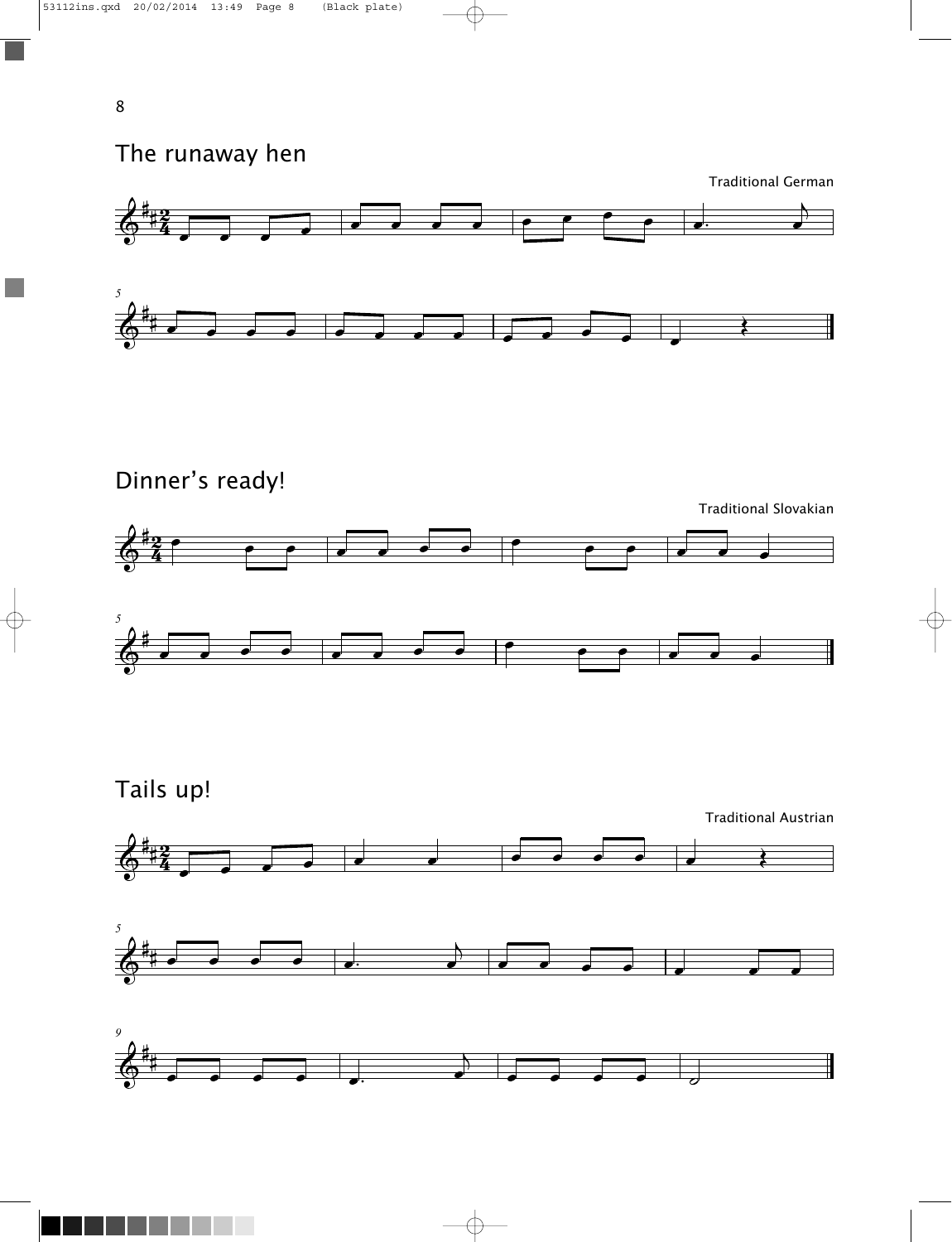# The runaway hen

Traditional German

# Dinner's ready!

Traditional Slovakian

# Tails up!

Traditional Austrian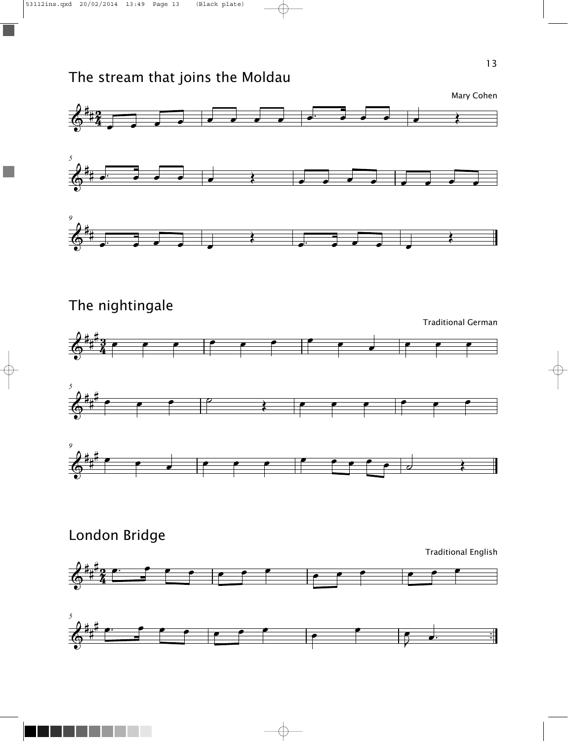## The stream that joins the Moldau

Mary Cohen

## The nightingale

Traditional German

## London Bridge

Traditional English